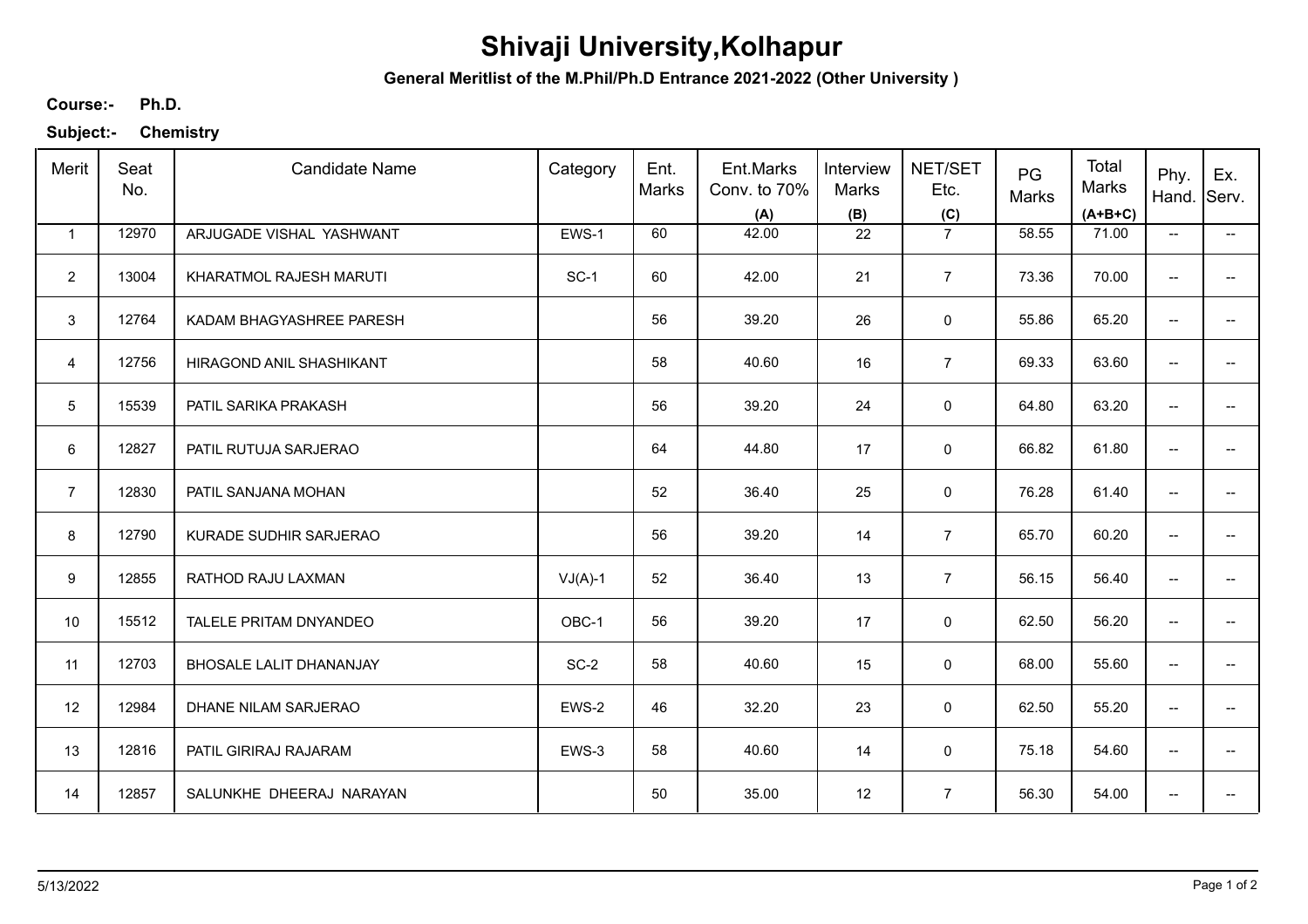# Shivaji University,Kolhapur

**General Meritlist of the M.Phil/Ph.D Entrance 2021-2022 (Other University )**

**Course:-** **Ph.D.**

**Subject:-** **Chemistry**

| Merit | Seat No. | Candidate Name | Category | Ent. Marks | Ent.Marks Conv. to 70% (A) | Interview Marks (B) | NET/SET Etc. (C) | PG Marks | Total Marks (A+B+C) | Phy. Hand. | Ex. Serv. |
|---|---|---|---|---|---|---|---|---|---|---|---|
| 1 | 12970 | ARJUGADE VISHAL YASHWANT | EWS-1 | 60 | 42.00 | 22 | 7 | 58.55 | 71.00 | -- | -- |
| 2 | 13004 | KHARATMOL RAJESH MARUTI | SC-1 | 60 | 42.00 | 21 | 7 | 73.36 | 70.00 | -- | -- |
| 3 | 12764 | KADAM BHAGYASHREE PARESH | | 56 | 39.20 | 26 | 0 | 55.86 | 65.20 | -- | -- |
| 4 | 12756 | HIRAGOND ANIL SHASHIKANT | | 58 | 40.60 | 16 | 7 | 69.33 | 63.60 | -- | -- |
| 5 | 15539 | PATIL SARIKA PRAKASH | | 56 | 39.20 | 24 | 0 | 64.80 | 63.20 | -- | -- |
| 6 | 12827 | PATIL RUTUJA SARJERAO | | 64 | 44.80 | 17 | 0 | 66.82 | 61.80 | -- | -- |
| 7 | 12830 | PATIL SANJANA MOHAN | | 52 | 36.40 | 25 | 0 | 76.28 | 61.40 | -- | -- |
| 8 | 12790 | KURADE SUDHIR SARJERAO | | 56 | 39.20 | 14 | 7 | 65.70 | 60.20 | -- | -- |
| 9 | 12855 | RATHOD RAJU LAXMAN | VJ(A)-1 | 52 | 36.40 | 13 | 7 | 56.15 | 56.40 | -- | -- |
| 10 | 15512 | TALELE PRITAM DNYANDEO | OBC-1 | 56 | 39.20 | 17 | 0 | 62.50 | 56.20 | -- | -- |
| 11 | 12703 | BHOSALE LALIT DHANANJAY | SC-2 | 58 | 40.60 | 15 | 0 | 68.00 | 55.60 | -- | -- |
| 12 | 12984 | DHANE NILAM SARJERAO | EWS-2 | 46 | 32.20 | 23 | 0 | 62.50 | 55.20 | -- | -- |
| 13 | 12816 | PATIL GIRIRAJ RAJARAM | EWS-3 | 58 | 40.60 | 14 | 0 | 75.18 | 54.60 | -- | -- |
| 14 | 12857 | SALUNKHE DHEERAJ NARAYAN | | 50 | 35.00 | 12 | 7 | 56.30 | 54.00 | -- | -- |

5/13/2022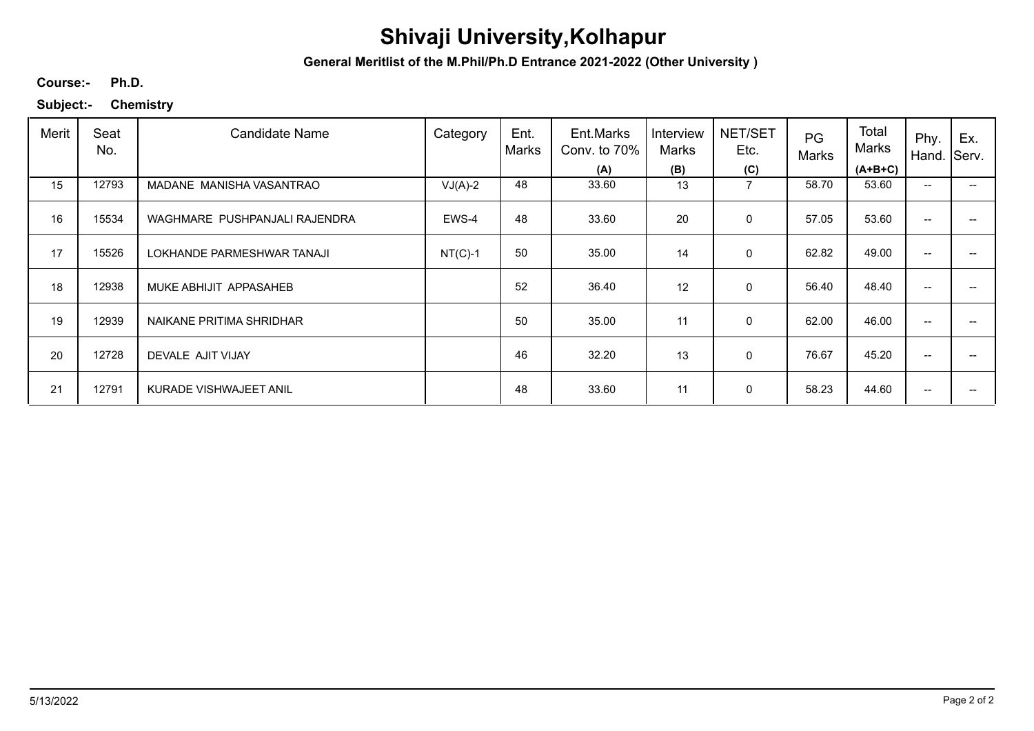# Shivaji University,Kolhapur

**General Meritlist of the M.Phil/Ph.D Entrance 2021-2022 (Other University )**

**Course:-** **Ph.D.**

**Subject:-** **Chemistry**

| Merit | Seat No. | Candidate Name | Category | Ent. Marks | Ent.Marks Conv. to 70% (A) | Interview Marks (B) | NET/SET Etc. (C) | PG Marks | Total Marks (A+B+C) | Phy. Hand. | Ex. Serv. |
|---|---|---|---|---|---|---|---|---|---|---|---|
| 15 | 12793 | MADANE MANISHA VASANTRAO | VJ(A)-2 | 48 | 33.60 | 13 | 7 | 58.70 | 53.60 | -- | -- |
| 16 | 15534 | WAGHMARE PUSHPANJALI RAJENDRA | EWS-4 | 48 | 33.60 | 20 | 0 | 57.05 | 53.60 | -- | -- |
| 17 | 15526 | LOKHANDE PARMESHWAR TANAJI | NT(C)-1 | 50 | 35.00 | 14 | 0 | 62.82 | 49.00 | -- | -- |
| 18 | 12938 | MUKE ABHIJIT APPASAHEB | | 52 | 36.40 | 12 | 0 | 56.40 | 48.40 | -- | -- |
| 19 | 12939 | NAIKANE PRITIMA SHRIDHAR | | 50 | 35.00 | 11 | 0 | 62.00 | 46.00 | -- | -- |
| 20 | 12728 | DEVALE AJIT VIJAY | | 46 | 32.20 | 13 | 0 | 76.67 | 45.20 | -- | -- |
| 21 | 12791 | KURADE VISHWAJEET ANIL | | 48 | 33.60 | 11 | 0 | 58.23 | 44.60 | -- | -- |

5/13/2022